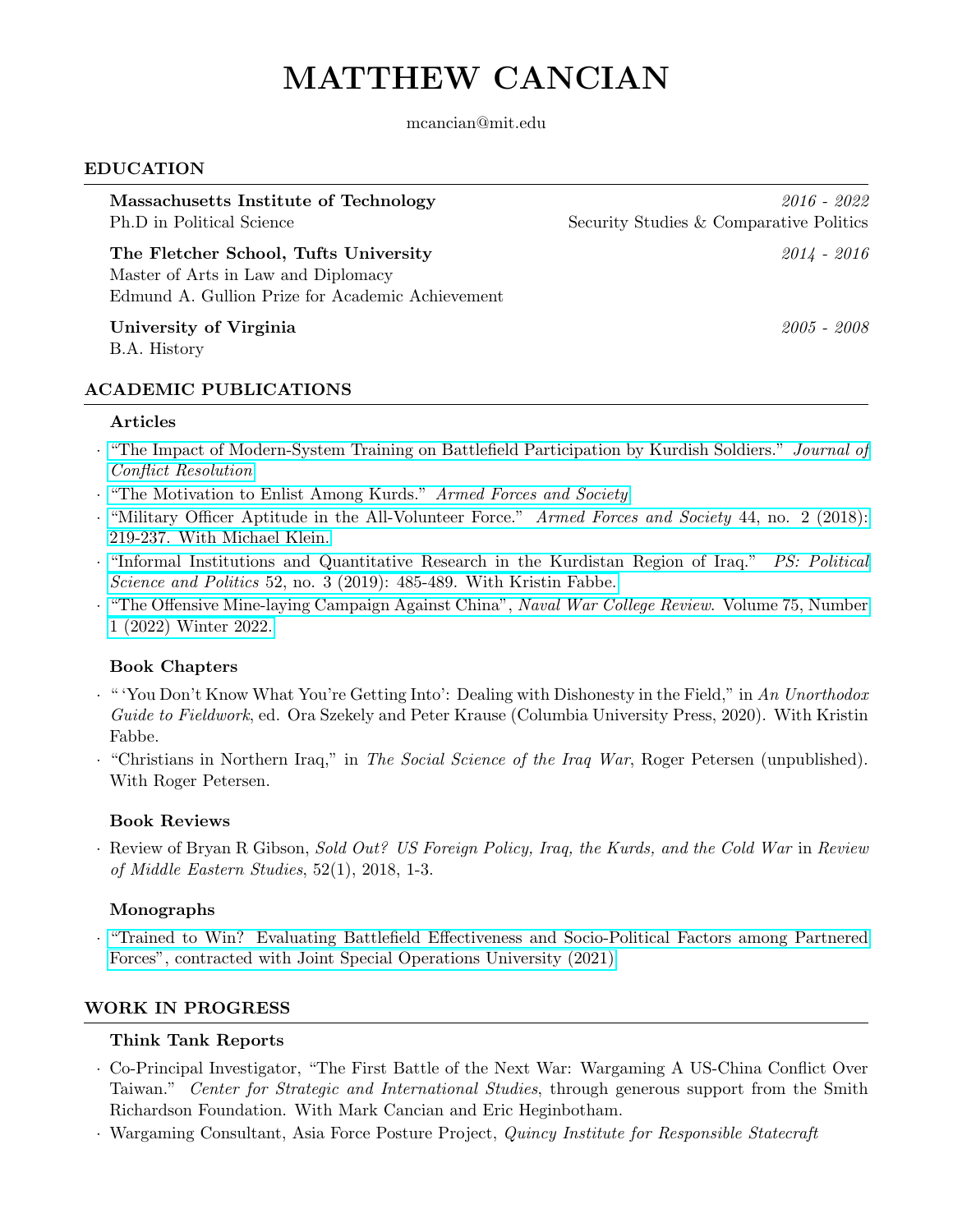# MATTHEW CANCIAN

mcancian@mit.edu

## EDUCATION

**Massachusetts Institute of Technology** *2016 - 2022*
Ph.D in Political Science — Security Studies & Comparative Politics

**The Fletcher School, Tufts University** *2014 - 2016*
Master of Arts in Law and Diplomacy
Edmund A. Gullion Prize for Academic Achievement

**University of Virginia** *2005 - 2008*
B.A. History

## ACADEMIC PUBLICATIONS

### Articles

- "The Impact of Modern-System Training on Battlefield Participation by Kurdish Soldiers." *Journal of Conflict Resolution*
- "The Motivation to Enlist Among Kurds." *Armed Forces and Society*
- "Military Officer Aptitude in the All-Volunteer Force." *Armed Forces and Society* 44, no. 2 (2018): 219-237. With Michael Klein.
- "Informal Institutions and Quantitative Research in the Kurdistan Region of Iraq." *PS: Political Science and Politics* 52, no. 3 (2019): 485-489. With Kristin Fabbe.
- "The Offensive Mine-laying Campaign Against China", *Naval War College Review*. Volume 75, Number 1 (2022) Winter 2022.

### Book Chapters

- "'You Don't Know What You're Getting Into': Dealing with Dishonesty in the Field," in *An Unorthodox Guide to Fieldwork*, ed. Ora Szekely and Peter Krause (Columbia University Press, 2020). With Kristin Fabbe.
- "Christians in Northern Iraq," in *The Social Science of the Iraq War*, Roger Petersen (unpublished). With Roger Petersen.

### Book Reviews

- Review of Bryan R Gibson, *Sold Out? US Foreign Policy, Iraq, the Kurds, and the Cold War* in *Review of Middle Eastern Studies*, 52(1), 2018, 1-3.

### Monographs

- "Trained to Win? Evaluating Battlefield Effectiveness and Socio-Political Factors among Partnered Forces", contracted with Joint Special Operations University (2021)

## WORK IN PROGRESS

### Think Tank Reports

- Co-Principal Investigator, "The First Battle of the Next War: Wargaming A US-China Conflict Over Taiwan." *Center for Strategic and International Studies*, through generous support from the Smith Richardson Foundation. With Mark Cancian and Eric Heginbotham.
- Wargaming Consultant, Asia Force Posture Project, *Quincy Institute for Responsible Statecraft*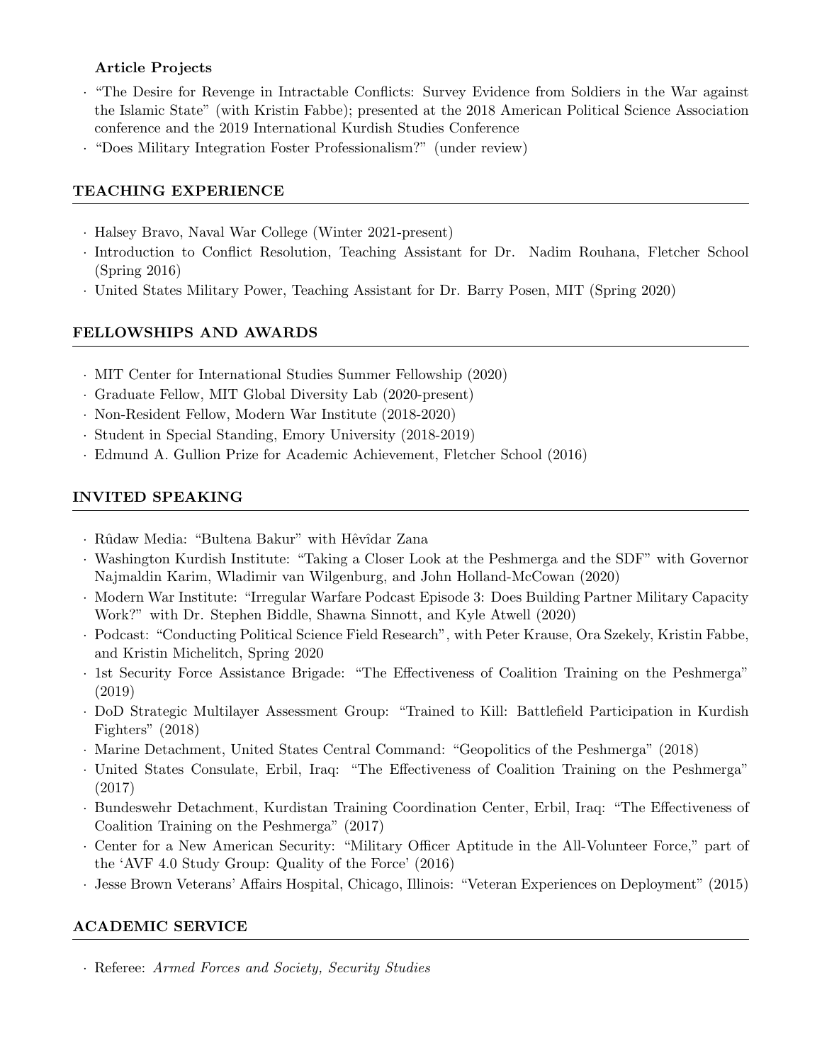### Article Projects

- "The Desire for Revenge in Intractable Conflicts: Survey Evidence from Soldiers in the War against the Islamic State" (with Kristin Fabbe); presented at the 2018 American Political Science Association conference and the 2019 International Kurdish Studies Conference
- "Does Military Integration Foster Professionalism?" (under review)

## TEACHING EXPERIENCE

- Halsey Bravo, Naval War College (Winter 2021-present)
- Introduction to Conflict Resolution, Teaching Assistant for Dr. Nadim Rouhana, Fletcher School (Spring 2016)
- United States Military Power, Teaching Assistant for Dr. Barry Posen, MIT (Spring 2020)

## FELLOWSHIPS AND AWARDS

- MIT Center for International Studies Summer Fellowship (2020)
- Graduate Fellow, MIT Global Diversity Lab (2020-present)
- Non-Resident Fellow, Modern War Institute (2018-2020)
- Student in Special Standing, Emory University (2018-2019)
- Edmund A. Gullion Prize for Academic Achievement, Fletcher School (2016)

## INVITED SPEAKING

- Rûdaw Media: "Bultena Bakur" with Hêvîdar Zana
- Washington Kurdish Institute: "Taking a Closer Look at the Peshmerga and the SDF" with Governor Najmaldin Karim, Wladimir van Wilgenburg, and John Holland-McCowan (2020)
- Modern War Institute: "Irregular Warfare Podcast Episode 3: Does Building Partner Military Capacity Work?" with Dr. Stephen Biddle, Shawna Sinnott, and Kyle Atwell (2020)
- Podcast: "Conducting Political Science Field Research", with Peter Krause, Ora Szekely, Kristin Fabbe, and Kristin Michelitch, Spring 2020
- 1st Security Force Assistance Brigade: "The Effectiveness of Coalition Training on the Peshmerga" (2019)
- DoD Strategic Multilayer Assessment Group: "Trained to Kill: Battlefield Participation in Kurdish Fighters" (2018)
- Marine Detachment, United States Central Command: "Geopolitics of the Peshmerga" (2018)
- United States Consulate, Erbil, Iraq: "The Effectiveness of Coalition Training on the Peshmerga" (2017)
- Bundeswehr Detachment, Kurdistan Training Coordination Center, Erbil, Iraq: "The Effectiveness of Coalition Training on the Peshmerga" (2017)
- Center for a New American Security: "Military Officer Aptitude in the All-Volunteer Force," part of the 'AVF 4.0 Study Group: Quality of the Force' (2016)
- Jesse Brown Veterans' Affairs Hospital, Chicago, Illinois: "Veteran Experiences on Deployment" (2015)

## ACADEMIC SERVICE

- Referee: *Armed Forces and Society, Security Studies*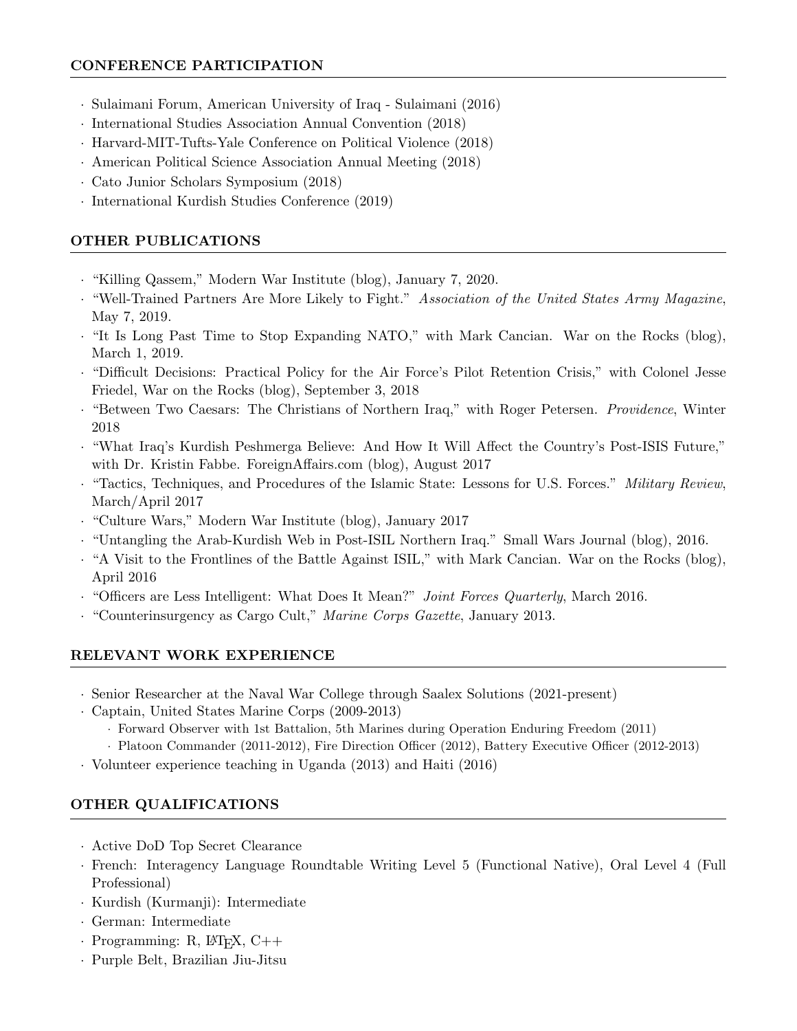## CONFERENCE PARTICIPATION

- Sulaimani Forum, American University of Iraq - Sulaimani (2016)
- International Studies Association Annual Convention (2018)
- Harvard-MIT-Tufts-Yale Conference on Political Violence (2018)
- American Political Science Association Annual Meeting (2018)
- Cato Junior Scholars Symposium (2018)
- International Kurdish Studies Conference (2019)

## OTHER PUBLICATIONS

- "Killing Qassem," Modern War Institute (blog), January 7, 2020.
- "Well-Trained Partners Are More Likely to Fight." *Association of the United States Army Magazine*, May 7, 2019.
- "It Is Long Past Time to Stop Expanding NATO," with Mark Cancian. War on the Rocks (blog), March 1, 2019.
- "Difficult Decisions: Practical Policy for the Air Force's Pilot Retention Crisis," with Colonel Jesse Friedel, War on the Rocks (blog), September 3, 2018
- "Between Two Caesars: The Christians of Northern Iraq," with Roger Petersen. *Providence*, Winter 2018
- "What Iraq's Kurdish Peshmerga Believe: And How It Will Affect the Country's Post-ISIS Future," with Dr. Kristin Fabbe. ForeignAffairs.com (blog), August 2017
- "Tactics, Techniques, and Procedures of the Islamic State: Lessons for U.S. Forces." *Military Review*, March/April 2017
- "Culture Wars," Modern War Institute (blog), January 2017
- "Untangling the Arab-Kurdish Web in Post-ISIL Northern Iraq." Small Wars Journal (blog), 2016.
- "A Visit to the Frontlines of the Battle Against ISIL," with Mark Cancian. War on the Rocks (blog), April 2016
- "Officers are Less Intelligent: What Does It Mean?" *Joint Forces Quarterly*, March 2016.
- "Counterinsurgency as Cargo Cult," *Marine Corps Gazette*, January 2013.

## RELEVANT WORK EXPERIENCE

- Senior Researcher at the Naval War College through Saalex Solutions (2021-present)
- Captain, United States Marine Corps (2009-2013)
  - Forward Observer with 1st Battalion, 5th Marines during Operation Enduring Freedom (2011)
  - Platoon Commander (2011-2012), Fire Direction Officer (2012), Battery Executive Officer (2012-2013)
- Volunteer experience teaching in Uganda (2013) and Haiti (2016)

## OTHER QUALIFICATIONS

- Active DoD Top Secret Clearance
- French: Interagency Language Roundtable Writing Level 5 (Functional Native), Oral Level 4 (Full Professional)
- Kurdish (Kurmanji): Intermediate
- German: Intermediate
- Programming: R, LaTeX, C++
- Purple Belt, Brazilian Jiu-Jitsu